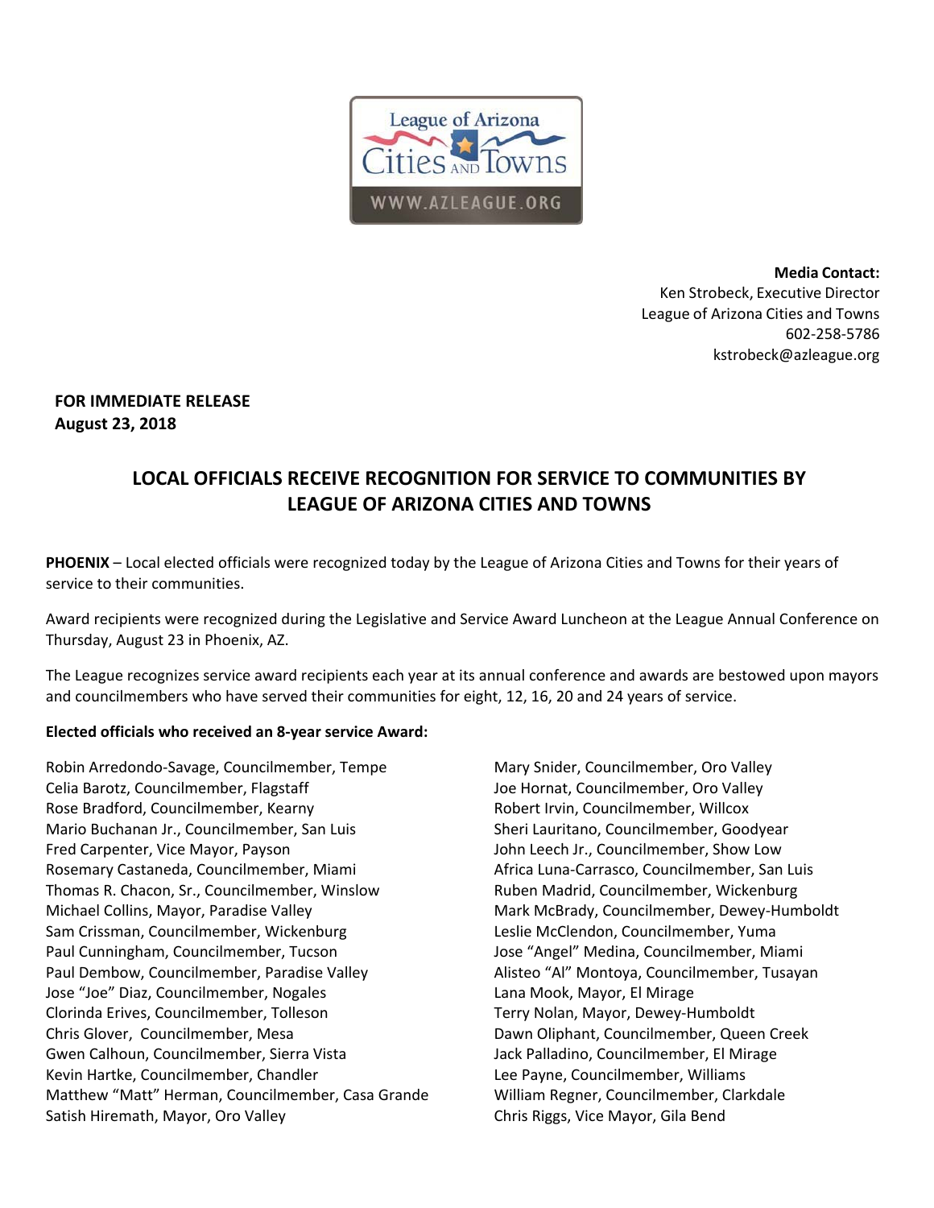League of Arizona Cities AND Towns
WWW.AZLEAGUE.ORG

**Media Contact:**
Ken Strobeck, Executive Director
League of Arizona Cities and Towns
602-258-5786
kstrobeck@azleague.org

**FOR IMMEDIATE RELEASE**
**August 23, 2018**

# LOCAL OFFICIALS RECEIVE RECOGNITION FOR SERVICE TO COMMUNITIES BY LEAGUE OF ARIZONA CITIES AND TOWNS

**PHOENIX** – Local elected officials were recognized today by the League of Arizona Cities and Towns for their years of service to their communities.

Award recipients were recognized during the Legislative and Service Award Luncheon at the League Annual Conference on Thursday, August 23 in Phoenix, AZ.

The League recognizes service award recipients each year at its annual conference and awards are bestowed upon mayors and councilmembers who have served their communities for eight, 12, 16, 20 and 24 years of service.

**Elected officials who received an 8-year service Award:**

Robin Arredondo-Savage, Councilmember, Tempe
Celia Barotz, Councilmember, Flagstaff
Rose Bradford, Councilmember, Kearny
Mario Buchanan Jr., Councilmember, San Luis
Fred Carpenter, Vice Mayor, Payson
Rosemary Castaneda, Councilmember, Miami
Thomas R. Chacon, Sr., Councilmember, Winslow
Michael Collins, Mayor, Paradise Valley
Sam Crissman, Councilmember, Wickenburg
Paul Cunningham, Councilmember, Tucson
Paul Dembow, Councilmember, Paradise Valley
Jose "Joe" Diaz, Councilmember, Nogales
Clorinda Erives, Councilmember, Tolleson
Chris Glover, Councilmember, Mesa
Gwen Calhoun, Councilmember, Sierra Vista
Kevin Hartke, Councilmember, Chandler
Matthew "Matt" Herman, Councilmember, Casa Grande
Satish Hiremath, Mayor, Oro Valley
Mary Snider, Councilmember, Oro Valley
Joe Hornat, Councilmember, Oro Valley
Robert Irvin, Councilmember, Willcox
Sheri Lauritano, Councilmember, Goodyear
John Leech Jr., Councilmember, Show Low
Africa Luna-Carrasco, Councilmember, San Luis
Ruben Madrid, Councilmember, Wickenburg
Mark McBrady, Councilmember, Dewey-Humboldt
Leslie McClendon, Councilmember, Yuma
Jose "Angel" Medina, Councilmember, Miami
Alisteo "Al" Montoya, Councilmember, Tusayan
Lana Mook, Mayor, El Mirage
Terry Nolan, Mayor, Dewey-Humboldt
Dawn Oliphant, Councilmember, Queen Creek
Jack Palladino, Councilmember, El Mirage
Lee Payne, Councilmember, Williams
William Regner, Councilmember, Clarkdale
Chris Riggs, Vice Mayor, Gila Bend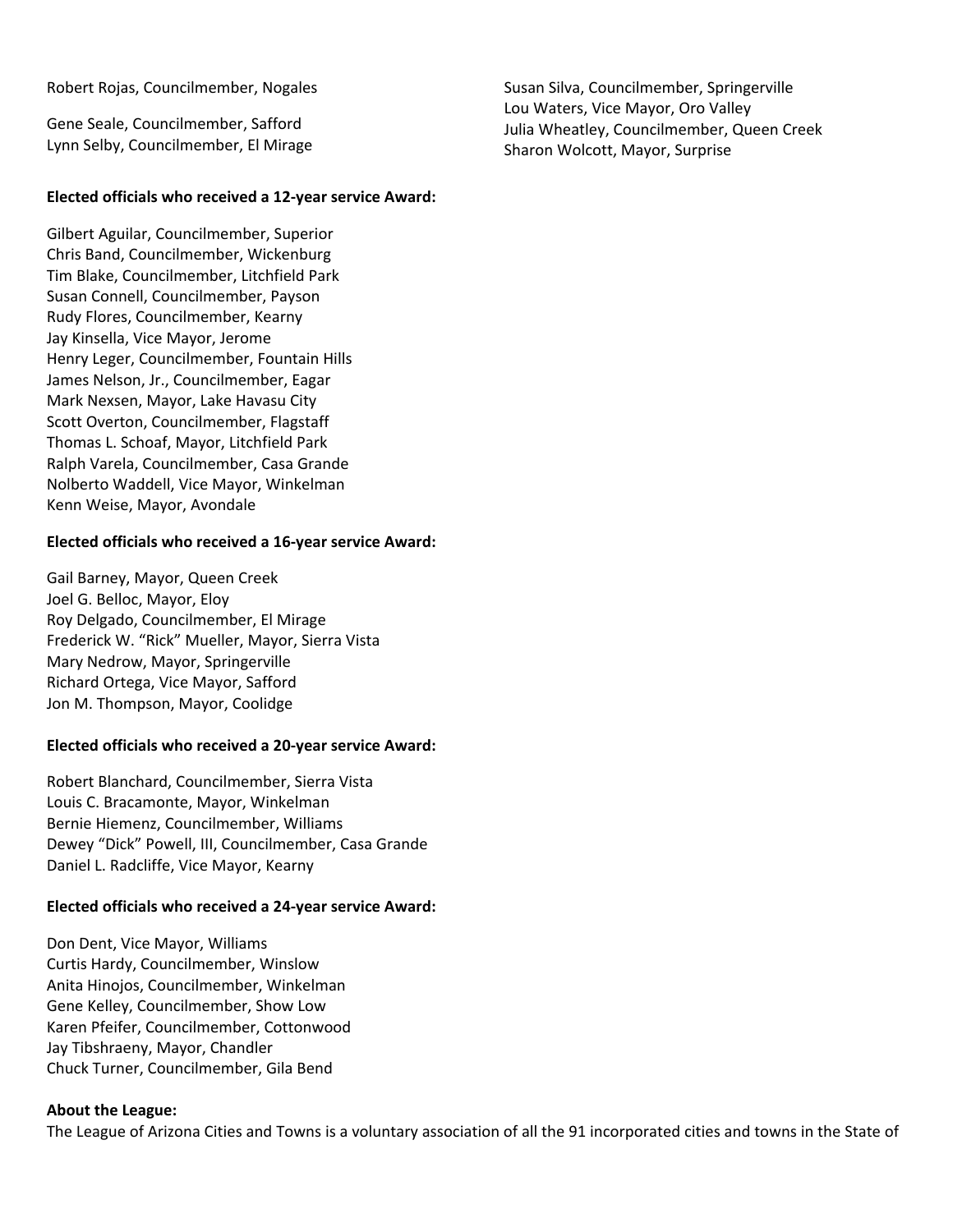Robert Rojas, Councilmember, Nogales

Gene Seale, Councilmember, Safford
Lynn Selby, Councilmember, El Mirage

Susan Silva, Councilmember, Springerville
Lou Waters, Vice Mayor, Oro Valley
Julia Wheatley, Councilmember, Queen Creek
Sharon Wolcott, Mayor, Surprise

**Elected officials who received a 12-year service Award:**

Gilbert Aguilar, Councilmember, Superior
Chris Band, Councilmember, Wickenburg
Tim Blake, Councilmember, Litchfield Park
Susan Connell, Councilmember, Payson
Rudy Flores, Councilmember, Kearny
Jay Kinsella, Vice Mayor, Jerome
Henry Leger, Councilmember, Fountain Hills
James Nelson, Jr., Councilmember, Eagar
Mark Nexsen, Mayor, Lake Havasu City
Scott Overton, Councilmember, Flagstaff
Thomas L. Schoaf, Mayor, Litchfield Park
Ralph Varela, Councilmember, Casa Grande
Nolberto Waddell, Vice Mayor, Winkelman
Kenn Weise, Mayor, Avondale

**Elected officials who received a 16-year service Award:**

Gail Barney, Mayor, Queen Creek
Joel G. Belloc, Mayor, Eloy
Roy Delgado, Councilmember, El Mirage
Frederick W. "Rick" Mueller, Mayor, Sierra Vista
Mary Nedrow, Mayor, Springerville
Richard Ortega, Vice Mayor, Safford
Jon M. Thompson, Mayor, Coolidge

**Elected officials who received a 20-year service Award:**

Robert Blanchard, Councilmember, Sierra Vista
Louis C. Bracamonte, Mayor, Winkelman
Bernie Hiemenz, Councilmember, Williams
Dewey "Dick" Powell, III, Councilmember, Casa Grande
Daniel L. Radcliffe, Vice Mayor, Kearny

**Elected officials who received a 24-year service Award:**

Don Dent, Vice Mayor, Williams
Curtis Hardy, Councilmember, Winslow
Anita Hinojos, Councilmember, Winkelman
Gene Kelley, Councilmember, Show Low
Karen Pfeifer, Councilmember, Cottonwood
Jay Tibshraeny, Mayor, Chandler
Chuck Turner, Councilmember, Gila Bend

**About the League:**
The League of Arizona Cities and Towns is a voluntary association of all the 91 incorporated cities and towns in the State of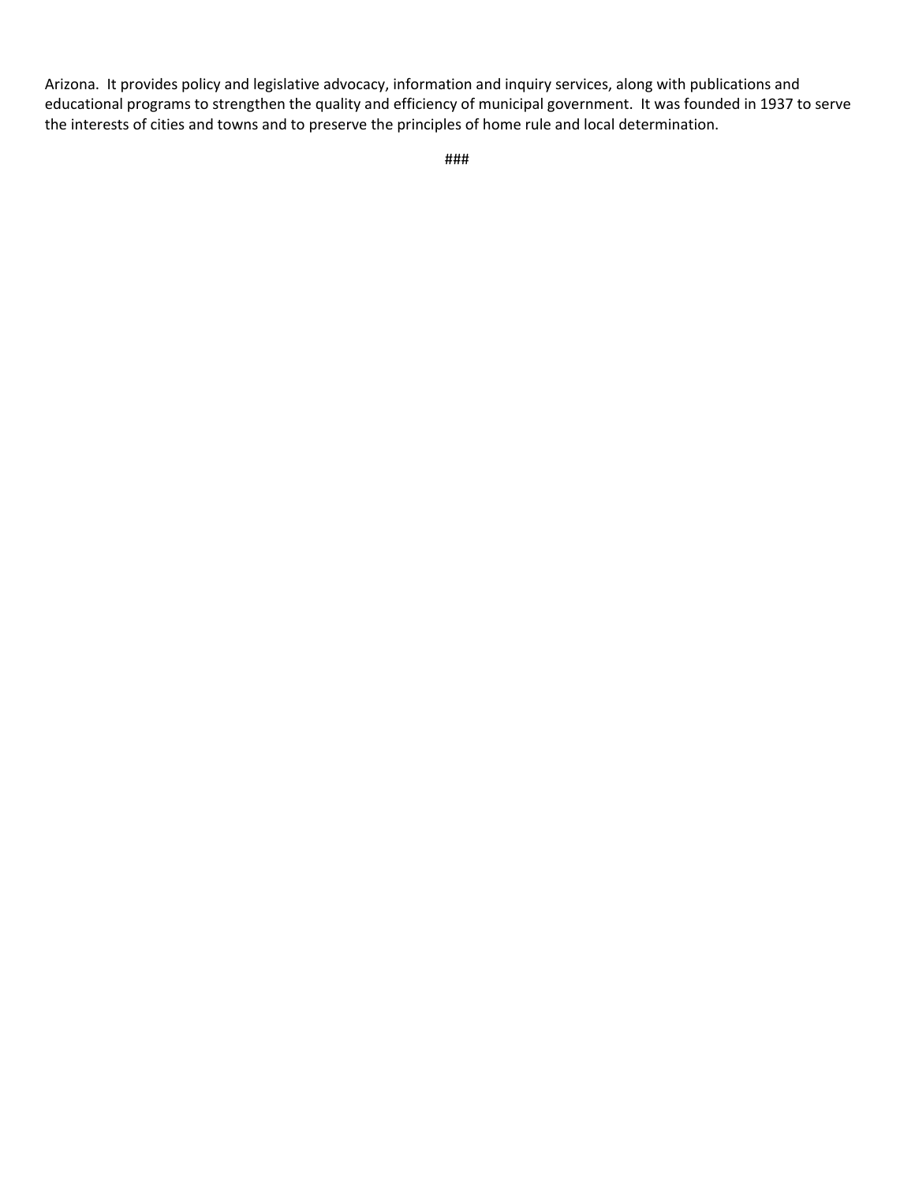Arizona. It provides policy and legislative advocacy, information and inquiry services, along with publications and educational programs to strengthen the quality and efficiency of municipal government. It was founded in 1937 to serve the interests of cities and towns and to preserve the principles of home rule and local determination.

###